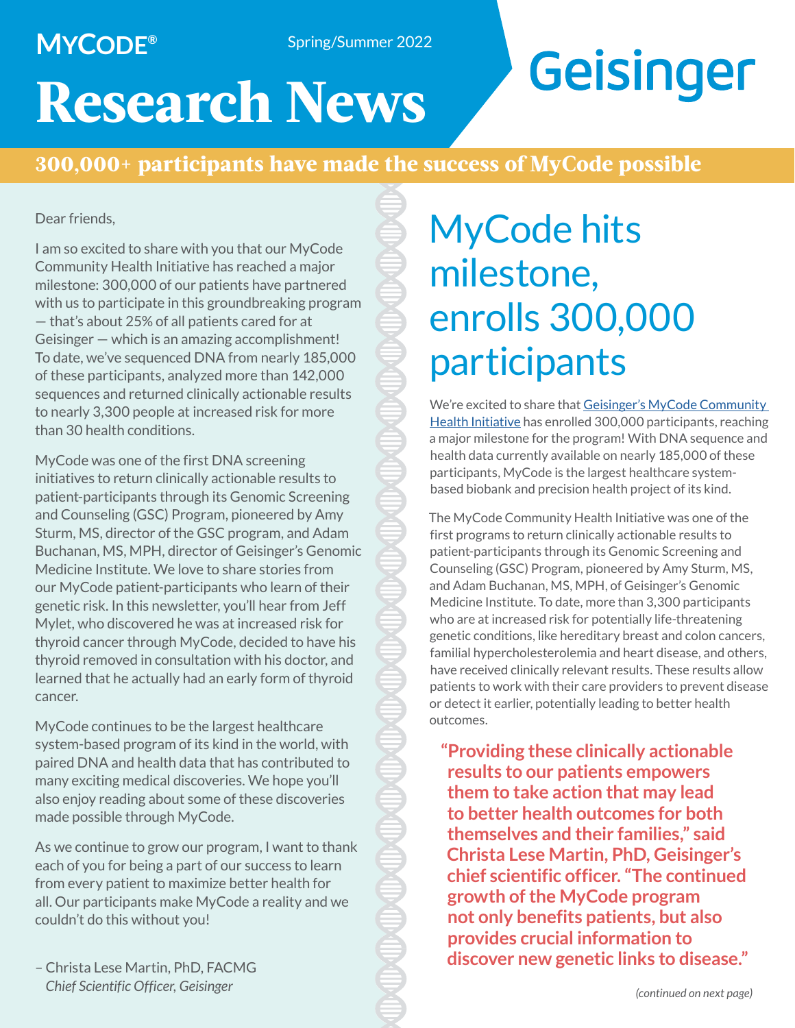MYCODE®

Spring/Summer 2022

# Research News

Geisinger

**300,000+ participants have made the success of MyCode possible**

Dear friends,

I am so excited to share with you that our MyCode Community Health Initiative has reached a major milestone: 300,000 of our patients have partnered with us to participate in this groundbreaking program — that's about 25% of all patients cared for at Geisinger — which is an amazing accomplishment! To date, we've sequenced DNA from nearly 185,000 of these participants, analyzed more than 142,000 sequences and returned clinically actionable results to nearly 3,300 people at increased risk for more than 30 health conditions.

MyCode was one of the first DNA screening initiatives to return clinically actionable results to patient-participants through its Genomic Screening and Counseling (GSC) Program, pioneered by Amy Sturm, MS, director of the GSC program, and Adam Buchanan, MS, MPH, director of Geisinger's Genomic Medicine Institute. We love to share stories from our MyCode patient-participants who learn of their genetic risk. In this newsletter, you'll hear from Jeff Mylet, who discovered he was at increased risk for thyroid cancer through MyCode, decided to have his thyroid removed in consultation with his doctor, and learned that he actually had an early form of thyroid cancer.

MyCode continues to be the largest healthcare system-based program of its kind in the world, with paired DNA and health data that has contributed to many exciting medical discoveries. We hope you'll also enjoy reading about some of these discoveries made possible through MyCode.

As we continue to grow our program, I want to thank each of you for being a part of our success to learn from every patient to maximize better health for all. Our participants make MyCode a reality and we couldn't do this without you!

– Christa Lese Martin, PhD, FACMG
*Chief Scientific Officer, Geisinger*

## MyCode hits milestone, enrolls 300,000 participants

We're excited to share that Geisinger's MyCode Community Health Initiative has enrolled 300,000 participants, reaching a major milestone for the program! With DNA sequence and health data currently available on nearly 185,000 of these participants, MyCode is the largest healthcare system-based biobank and precision health project of its kind.

The MyCode Community Health Initiative was one of the first programs to return clinically actionable results to patient-participants through its Genomic Screening and Counseling (GSC) Program, pioneered by Amy Sturm, MS, and Adam Buchanan, MS, MPH, of Geisinger's Genomic Medicine Institute. To date, more than 3,300 participants who are at increased risk for potentially life-threatening genetic conditions, like hereditary breast and colon cancers, familial hypercholesterolemia and heart disease, and others, have received clinically relevant results. These results allow patients to work with their care providers to prevent disease or detect it earlier, potentially leading to better health outcomes.

**"Providing these clinically actionable results to our patients empowers them to take action that may lead to better health outcomes for both themselves and their families," said Christa Lese Martin, PhD, Geisinger's chief scientific officer. "The continued growth of the MyCode program not only benefits patients, but also provides crucial information to discover new genetic links to disease."**

*(continued on next page)*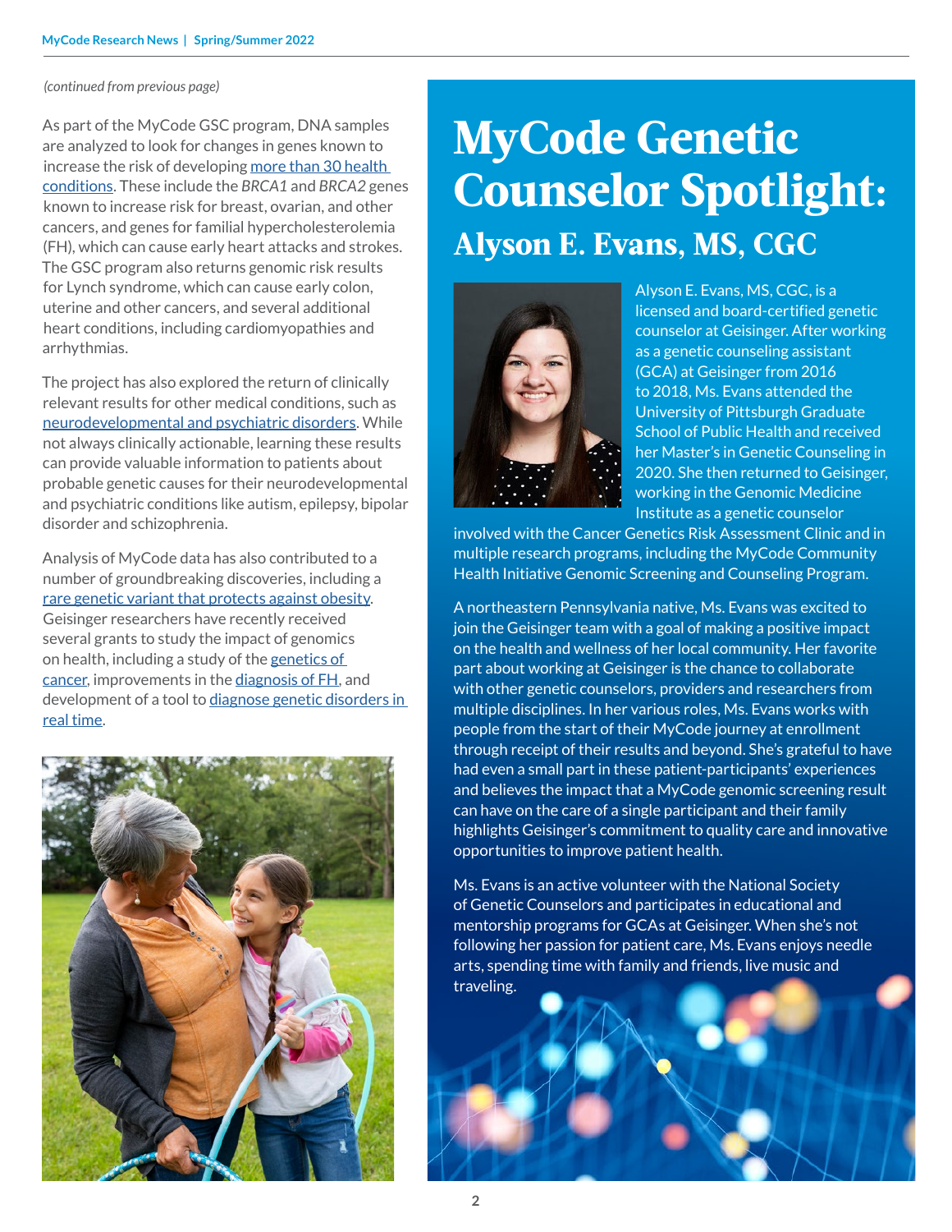*(continued from previous page)*

As part of the MyCode GSC program, DNA samples are analyzed to look for changes in genes known to increase the risk of developing more than 30 health conditions. These include the *BRCA1* and *BRCA2* genes known to increase risk for breast, ovarian, and other cancers, and genes for familial hypercholesterolemia (FH), which can cause early heart attacks and strokes. The GSC program also returns genomic risk results for Lynch syndrome, which can cause early colon, uterine and other cancers, and several additional heart conditions, including cardiomyopathies and arrhythmias.

The project has also explored the return of clinically relevant results for other medical conditions, such as neurodevelopmental and psychiatric disorders. While not always clinically actionable, learning these results can provide valuable information to patients about probable genetic causes for their neurodevelopmental and psychiatric conditions like autism, epilepsy, bipolar disorder and schizophrenia.

Analysis of MyCode data has also contributed to a number of groundbreaking discoveries, including a rare genetic variant that protects against obesity. Geisinger researchers have recently received several grants to study the impact of genomics on health, including a study of the genetics of cancer, improvements in the diagnosis of FH, and development of a tool to diagnose genetic disorders in real time.

# MyCode Genetic Counselor Spotlight:

## Alyson E. Evans, MS, CGC

Alyson E. Evans, MS, CGC, is a licensed and board-certified genetic counselor at Geisinger. After working as a genetic counseling assistant (GCA) at Geisinger from 2016 to 2018, Ms. Evans attended the University of Pittsburgh Graduate School of Public Health and received her Master's in Genetic Counseling in 2020. She then returned to Geisinger, working in the Genomic Medicine Institute as a genetic counselor involved with the Cancer Genetics Risk Assessment Clinic and in multiple research programs, including the MyCode Community Health Initiative Genomic Screening and Counseling Program.

A northeastern Pennsylvania native, Ms. Evans was excited to join the Geisinger team with a goal of making a positive impact on the health and wellness of her local community. Her favorite part about working at Geisinger is the chance to collaborate with other genetic counselors, providers and researchers from multiple disciplines. In her various roles, Ms. Evans works with people from the start of their MyCode journey at enrollment through receipt of their results and beyond. She's grateful to have had even a small part in these patient-participants' experiences and believes the impact that a MyCode genomic screening result can have on the care of a single participant and their family highlights Geisinger's commitment to quality care and innovative opportunities to improve patient health.

Ms. Evans is an active volunteer with the National Society of Genetic Counselors and participates in educational and mentorship programs for GCAs at Geisinger. When she's not following her passion for patient care, Ms. Evans enjoys needle arts, spending time with family and friends, live music and traveling.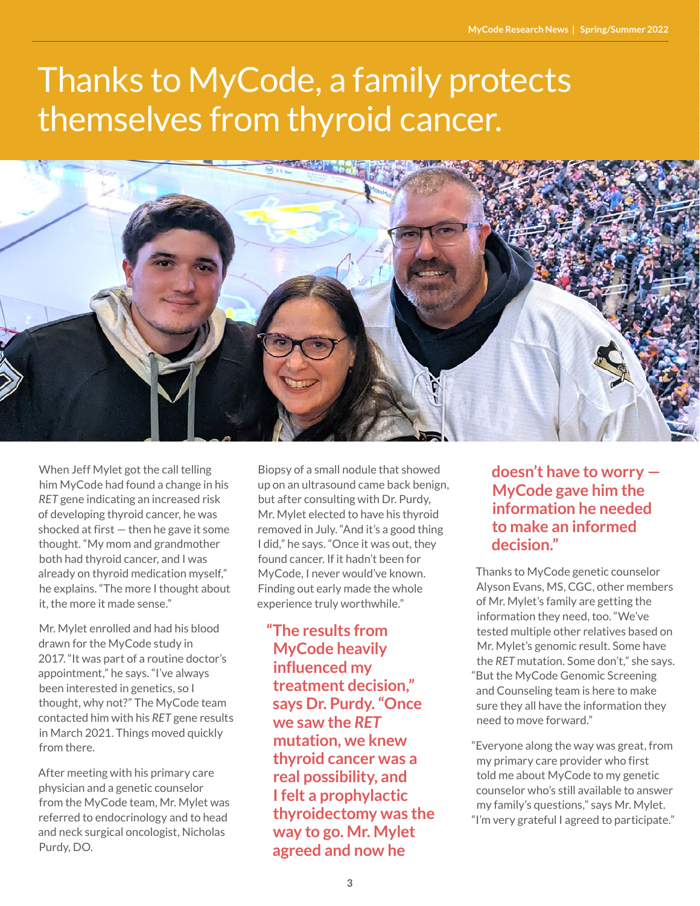# Thanks to MyCode, a family protects themselves from thyroid cancer.

When Jeff Mylet got the call telling him MyCode had found a change in his *RET* gene indicating an increased risk of developing thyroid cancer, he was shocked at first — then he gave it some thought. "My mom and grandmother both had thyroid cancer, and I was already on thyroid medication myself," he explains. "The more I thought about it, the more it made sense."

Mr. Mylet enrolled and had his blood drawn for the MyCode study in 2017. "It was part of a routine doctor's appointment," he says. "I've always been interested in genetics, so I thought, why not?" The MyCode team contacted him with his *RET* gene results in March 2021. Things moved quickly from there.

After meeting with his primary care physician and a genetic counselor from the MyCode team, Mr. Mylet was referred to endocrinology and to head and neck surgical oncologist, Nicholas Purdy, DO.

Biopsy of a small nodule that showed up on an ultrasound came back benign, but after consulting with Dr. Purdy, Mr. Mylet elected to have his thyroid removed in July. "And it's a good thing I did," he says. "Once it was out, they found cancer. If it hadn't been for MyCode, I never would've known. Finding out early made the whole experience truly worthwhile."

**"The results from MyCode heavily influenced my treatment decision," says Dr. Purdy. "Once we saw the *RET* mutation, we knew thyroid cancer was a real possibility, and I felt a prophylactic thyroidectomy was the way to go. Mr. Mylet agreed and now he doesn't have to worry — MyCode gave him the information he needed to make an informed decision."**

Thanks to MyCode genetic counselor Alyson Evans, MS, CGC, other members of Mr. Mylet's family are getting the information they need, too. "We've tested multiple other relatives based on Mr. Mylet's genomic result. Some have the *RET* mutation. Some don't," she says. "But the MyCode Genomic Screening and Counseling team is here to make sure they all have the information they need to move forward."

"Everyone along the way was great, from my primary care provider who first told me about MyCode to my genetic counselor who's still available to answer my family's questions," says Mr. Mylet. "I'm very grateful I agreed to participate."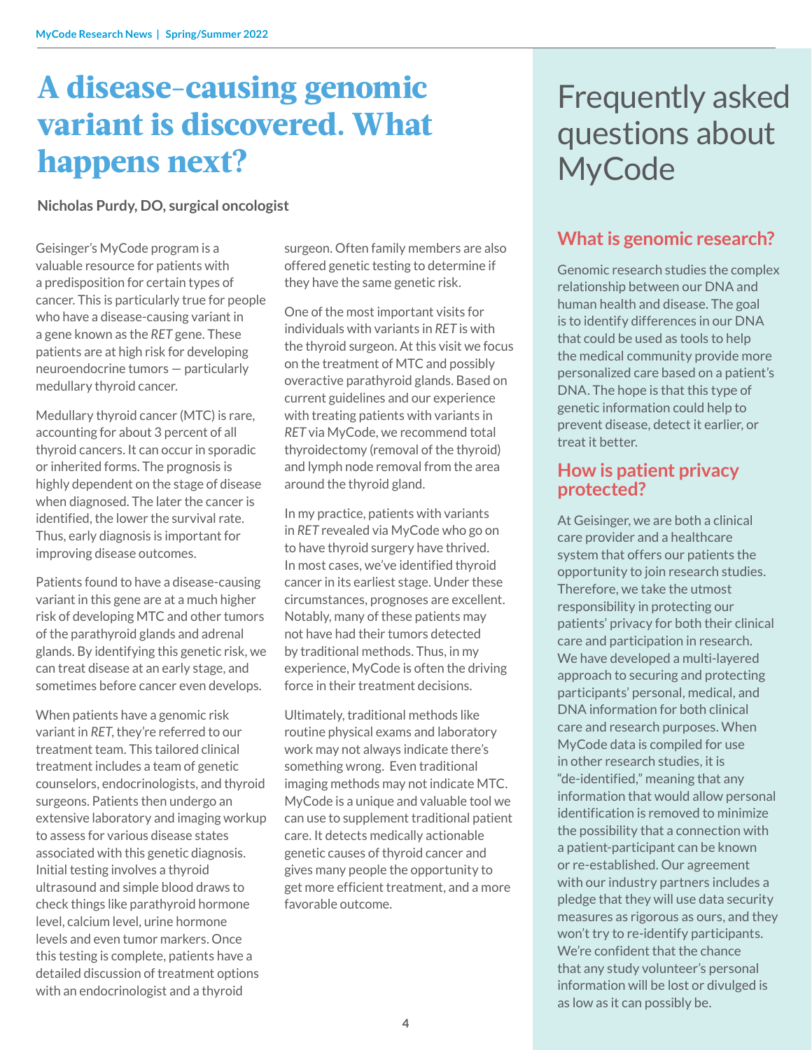# A disease-causing genomic variant is discovered. What happens next?

**Nicholas Purdy, DO, surgical oncologist**

Geisinger's MyCode program is a valuable resource for patients with a predisposition for certain types of cancer. This is particularly true for people who have a disease-causing variant in a gene known as the *RET* gene. These patients are at high risk for developing neuroendocrine tumors — particularly medullary thyroid cancer.

Medullary thyroid cancer (MTC) is rare, accounting for about 3 percent of all thyroid cancers. It can occur in sporadic or inherited forms. The prognosis is highly dependent on the stage of disease when diagnosed. The later the cancer is identified, the lower the survival rate. Thus, early diagnosis is important for improving disease outcomes.

Patients found to have a disease-causing variant in this gene are at a much higher risk of developing MTC and other tumors of the parathyroid glands and adrenal glands. By identifying this genetic risk, we can treat disease at an early stage, and sometimes before cancer even develops.

When patients have a genomic risk variant in *RET*, they're referred to our treatment team. This tailored clinical treatment includes a team of genetic counselors, endocrinologists, and thyroid surgeons. Patients then undergo an extensive laboratory and imaging workup to assess for various disease states associated with this genetic diagnosis. Initial testing involves a thyroid ultrasound and simple blood draws to check things like parathyroid hormone level, calcium level, urine hormone levels and even tumor markers. Once this testing is complete, patients have a detailed discussion of treatment options with an endocrinologist and a thyroid surgeon. Often family members are also offered genetic testing to determine if they have the same genetic risk.

One of the most important visits for individuals with variants in *RET* is with the thyroid surgeon. At this visit we focus on the treatment of MTC and possibly overactive parathyroid glands. Based on current guidelines and our experience with treating patients with variants in *RET* via MyCode, we recommend total thyroidectomy (removal of the thyroid) and lymph node removal from the area around the thyroid gland.

In my practice, patients with variants in *RET* revealed via MyCode who go on to have thyroid surgery have thrived. In most cases, we've identified thyroid cancer in its earliest stage. Under these circumstances, prognoses are excellent. Notably, many of these patients may not have had their tumors detected by traditional methods. Thus, in my experience, MyCode is often the driving force in their treatment decisions.

Ultimately, traditional methods like routine physical exams and laboratory work may not always indicate there's something wrong. Even traditional imaging methods may not indicate MTC. MyCode is a unique and valuable tool we can use to supplement traditional patient care. It detects medically actionable genetic causes of thyroid cancer and gives many people the opportunity to get more efficient treatment, and a more favorable outcome.

# Frequently asked questions about MyCode

## What is genomic research?

Genomic research studies the complex relationship between our DNA and human health and disease. The goal is to identify differences in our DNA that could be used as tools to help the medical community provide more personalized care based on a patient's DNA. The hope is that this type of genetic information could help to prevent disease, detect it earlier, or treat it better.

## How is patient privacy protected?

At Geisinger, we are both a clinical care provider and a healthcare system that offers our patients the opportunity to join research studies. Therefore, we take the utmost responsibility in protecting our patients' privacy for both their clinical care and participation in research. We have developed a multi-layered approach to securing and protecting participants' personal, medical, and DNA information for both clinical care and research purposes. When MyCode data is compiled for use in other research studies, it is "de-identified," meaning that any information that would allow personal identification is removed to minimize the possibility that a connection with a patient-participant can be known or re-established. Our agreement with our industry partners includes a pledge that they will use data security measures as rigorous as ours, and they won't try to re-identify participants. We're confident that the chance that any study volunteer's personal information will be lost or divulged is as low as it can possibly be.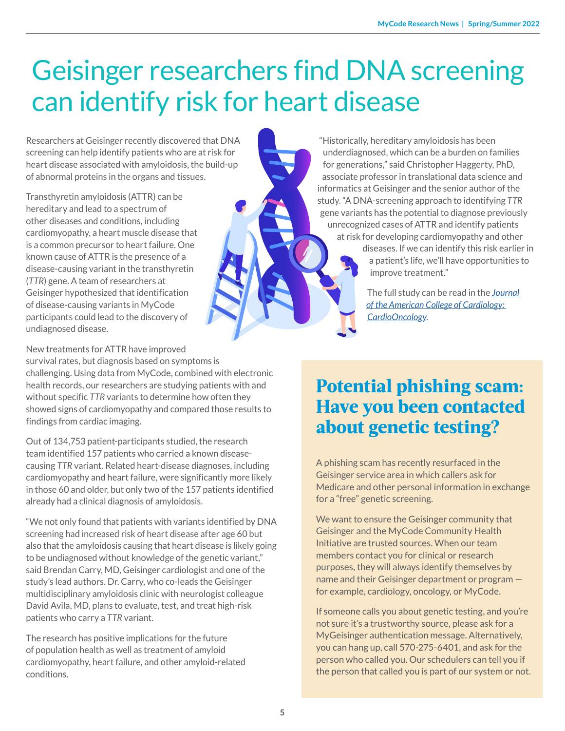# Geisinger researchers find DNA screening can identify risk for heart disease

Researchers at Geisinger recently discovered that DNA screening can help identify patients who are at risk for heart disease associated with amyloidosis, the build-up of abnormal proteins in the organs and tissues.

Transthyretin amyloidosis (ATTR) can be hereditary and lead to a spectrum of other diseases and conditions, including cardiomyopathy, a heart muscle disease that is a common precursor to heart failure. One known cause of ATTR is the presence of a disease-causing variant in the transthyretin (*TTR*) gene. A team of researchers at Geisinger hypothesized that identification of disease-causing variants in MyCode participants could lead to the discovery of undiagnosed disease.

New treatments for ATTR have improved survival rates, but diagnosis based on symptoms is challenging. Using data from MyCode, combined with electronic health records, our researchers are studying patients with and without specific *TTR* variants to determine how often they showed signs of cardiomyopathy and compared those results to findings from cardiac imaging.

Out of 134,753 patient-participants studied, the research team identified 157 patients who carried a known disease-causing *TTR* variant. Related heart-disease diagnoses, including cardiomyopathy and heart failure, were significantly more likely in those 60 and older, but only two of the 157 patients identified already had a clinical diagnosis of amyloidosis.

"We not only found that patients with variants identified by DNA screening had increased risk of heart disease after age 60 but also that the amyloidosis causing that heart disease is likely going to be undiagnosed without knowledge of the genetic variant," said Brendan Carry, MD, Geisinger cardiologist and one of the study's lead authors. Dr. Carry, who co-leads the Geisinger multidisciplinary amyloidosis clinic with neurologist colleague David Avila, MD, plans to evaluate, test, and treat high-risk patients who carry a *TTR* variant.

The research has positive implications for the future of population health as well as treatment of amyloid cardiomyopathy, heart failure, and other amyloid-related conditions.

"Historically, hereditary amyloidosis has been underdiagnosed, which can be a burden on families for generations," said Christopher Haggerty, PhD, associate professor in translational data science and informatics at Geisinger and the senior author of the study. "A DNA-screening approach to identifying *TTR* gene variants has the potential to diagnose previously unrecognized cases of ATTR and identify patients at risk for developing cardiomyopathy and other diseases. If we can identify this risk earlier in a patient's life, we'll have opportunities to improve treatment."

The full study can be read in the *Journal of the American College of Cardiology: CardioOncology*.

## Potential phishing scam: Have you been contacted about genetic testing?

A phishing scam has recently resurfaced in the Geisinger service area in which callers ask for Medicare and other personal information in exchange for a "free" genetic screening.

We want to ensure the Geisinger community that Geisinger and the MyCode Community Health Initiative are trusted sources. When our team members contact you for clinical or research purposes, they will always identify themselves by name and their Geisinger department or program — for example, cardiology, oncology, or MyCode.

If someone calls you about genetic testing, and you're not sure it's a trustworthy source, please ask for a MyGeisinger authentication message. Alternatively, you can hang up, call 570-275-6401, and ask for the person who called you. Our schedulers can tell you if the person that called you is part of our system or not.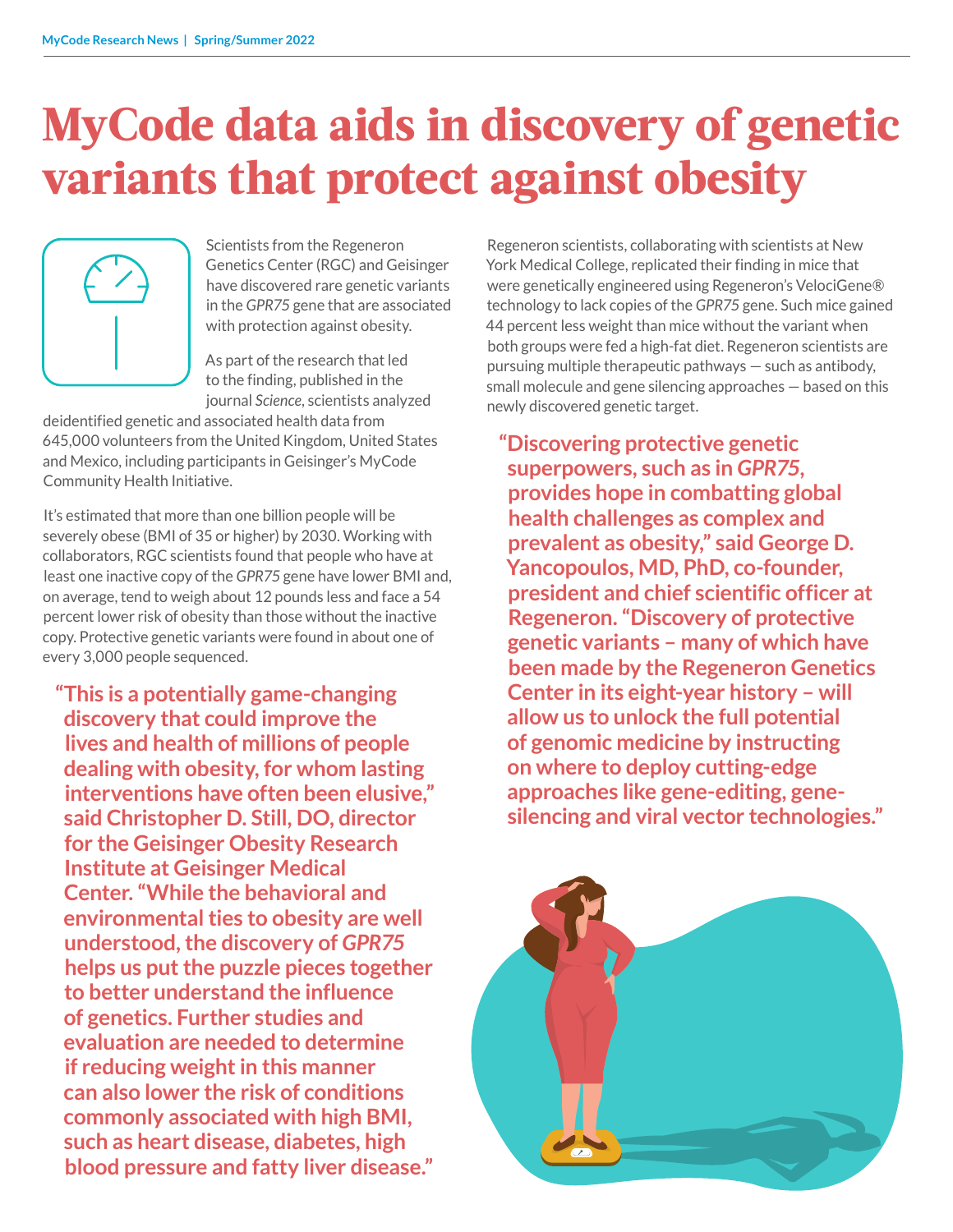# MyCode data aids in discovery of genetic variants that protect against obesity

Scientists from the Regeneron Genetics Center (RGC) and Geisinger have discovered rare genetic variants in the *GPR75* gene that are associated with protection against obesity.

As part of the research that led to the finding, published in the journal *Science*, scientists analyzed deidentified genetic and associated health data from 645,000 volunteers from the United Kingdom, United States and Mexico, including participants in Geisinger's MyCode Community Health Initiative.

It's estimated that more than one billion people will be severely obese (BMI of 35 or higher) by 2030. Working with collaborators, RGC scientists found that people who have at least one inactive copy of the *GPR75* gene have lower BMI and, on average, tend to weigh about 12 pounds less and face a 54 percent lower risk of obesity than those without the inactive copy. Protective genetic variants were found in about one of every 3,000 people sequenced.

**"This is a potentially game-changing discovery that could improve the lives and health of millions of people dealing with obesity, for whom lasting interventions have often been elusive," said Christopher D. Still, DO, director for the Geisinger Obesity Research Institute at Geisinger Medical Center. "While the behavioral and environmental ties to obesity are well understood, the discovery of *GPR75* helps us put the puzzle pieces together to better understand the influence of genetics. Further studies and evaluation are needed to determine if reducing weight in this manner can also lower the risk of conditions commonly associated with high BMI, such as heart disease, diabetes, high blood pressure and fatty liver disease."**

Regeneron scientists, collaborating with scientists at New York Medical College, replicated their finding in mice that were genetically engineered using Regeneron's VelociGene® technology to lack copies of the *GPR75* gene. Such mice gained 44 percent less weight than mice without the variant when both groups were fed a high-fat diet. Regeneron scientists are pursuing multiple therapeutic pathways — such as antibody, small molecule and gene silencing approaches — based on this newly discovered genetic target.

**"Discovering protective genetic superpowers, such as in *GPR75*, provides hope in combatting global health challenges as complex and prevalent as obesity," said George D. Yancopoulos, MD, PhD, co-founder, president and chief scientific officer at Regeneron. "Discovery of protective genetic variants – many of which have been made by the Regeneron Genetics Center in its eight-year history – will allow us to unlock the full potential of genomic medicine by instructing on where to deploy cutting-edge approaches like gene-editing, gene-silencing and viral vector technologies."**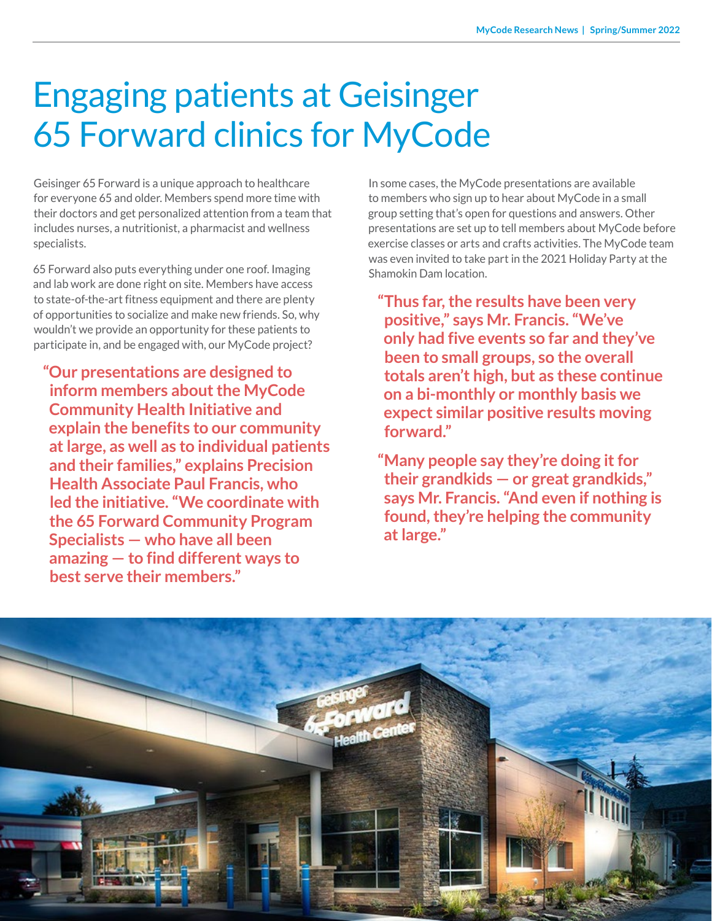# Engaging patients at Geisinger 65 Forward clinics for MyCode

Geisinger 65 Forward is a unique approach to healthcare for everyone 65 and older. Members spend more time with their doctors and get personalized attention from a team that includes nurses, a nutritionist, a pharmacist and wellness specialists.

65 Forward also puts everything under one roof. Imaging and lab work are done right on site. Members have access to state-of-the-art fitness equipment and there are plenty of opportunities to socialize and make new friends. So, why wouldn't we provide an opportunity for these patients to participate in, and be engaged with, our MyCode project?

**"Our presentations are designed to inform members about the MyCode Community Health Initiative and explain the benefits to our community at large, as well as to individual patients and their families," explains Precision Health Associate Paul Francis, who led the initiative. "We coordinate with the 65 Forward Community Program Specialists — who have all been amazing — to find different ways to best serve their members."**

In some cases, the MyCode presentations are available to members who sign up to hear about MyCode in a small group setting that's open for questions and answers. Other presentations are set up to tell members about MyCode before exercise classes or arts and crafts activities. The MyCode team was even invited to take part in the 2021 Holiday Party at the Shamokin Dam location.

**"Thus far, the results have been very positive," says Mr. Francis. "We've only had five events so far and they've been to small groups, so the overall totals aren't high, but as these continue on a bi-monthly or monthly basis we expect similar positive results moving forward."**

**"Many people say they're doing it for their grandkids — or great grandkids," says Mr. Francis. "And even if nothing is found, they're helping the community at large."**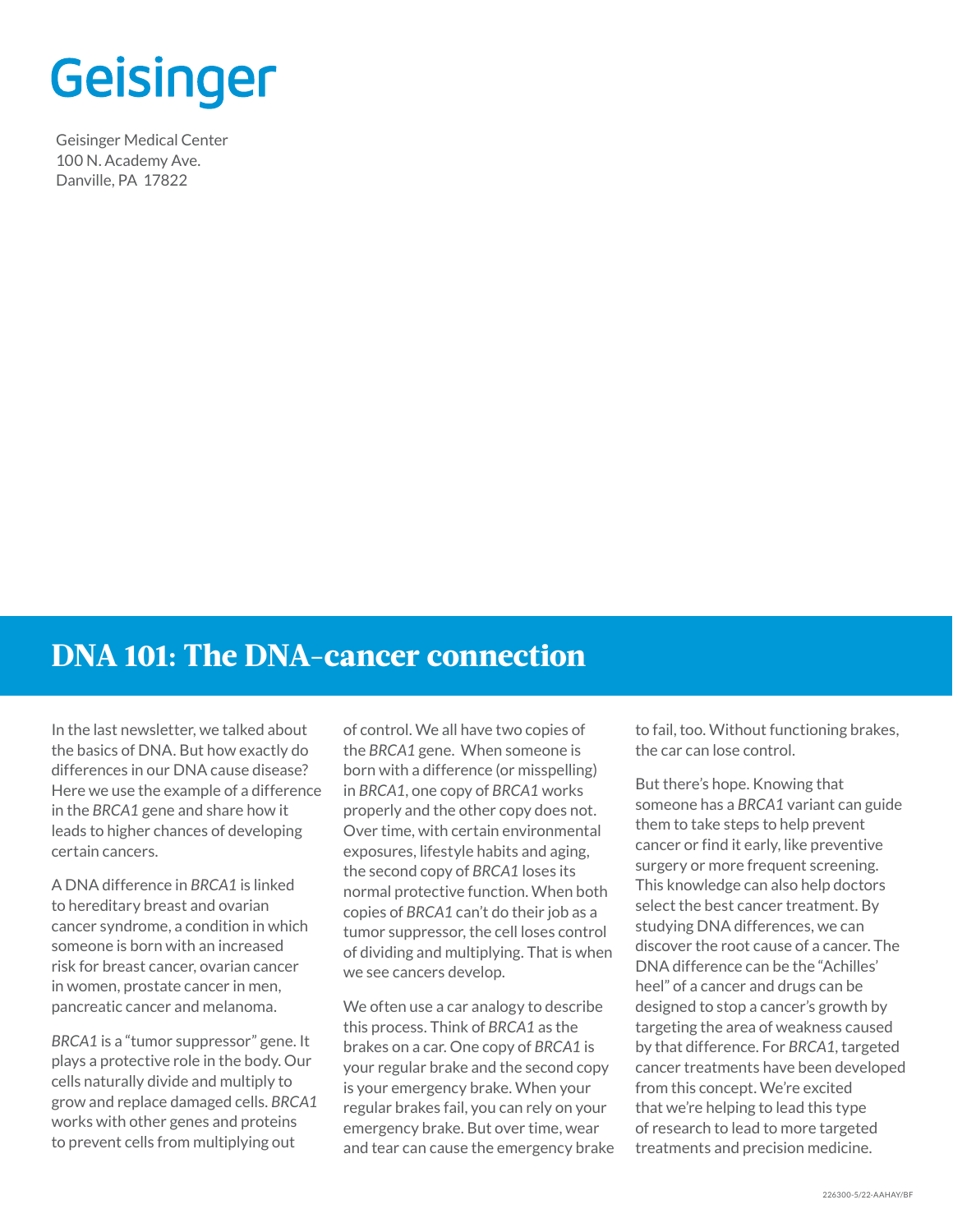Geisinger

Geisinger Medical Center
100 N. Academy Ave.
Danville, PA 17822

# DNA 101: The DNA-cancer connection

In the last newsletter, we talked about the basics of DNA. But how exactly do differences in our DNA cause disease? Here we use the example of a difference in the *BRCA1* gene and share how it leads to higher chances of developing certain cancers.

A DNA difference in *BRCA1* is linked to hereditary breast and ovarian cancer syndrome, a condition in which someone is born with an increased risk for breast cancer, ovarian cancer in women, prostate cancer in men, pancreatic cancer and melanoma.

*BRCA1* is a "tumor suppressor" gene. It plays a protective role in the body. Our cells naturally divide and multiply to grow and replace damaged cells. *BRCA1* works with other genes and proteins to prevent cells from multiplying out of control. We all have two copies of the *BRCA1* gene. When someone is born with a difference (or misspelling) in *BRCA1*, one copy of *BRCA1* works properly and the other copy does not. Over time, with certain environmental exposures, lifestyle habits and aging, the second copy of *BRCA1* loses its normal protective function. When both copies of *BRCA1* can't do their job as a tumor suppressor, the cell loses control of dividing and multiplying. That is when we see cancers develop.

We often use a car analogy to describe this process. Think of *BRCA1* as the brakes on a car. One copy of *BRCA1* is your regular brake and the second copy is your emergency brake. When your regular brakes fail, you can rely on your emergency brake. But over time, wear and tear can cause the emergency brake to fail, too. Without functioning brakes, the car can lose control.

But there's hope. Knowing that someone has a *BRCA1* variant can guide them to take steps to help prevent cancer or find it early, like preventive surgery or more frequent screening. This knowledge can also help doctors select the best cancer treatment. By studying DNA differences, we can discover the root cause of a cancer. The DNA difference can be the "Achilles' heel" of a cancer and drugs can be designed to stop a cancer's growth by targeting the area of weakness caused by that difference. For *BRCA1*, targeted cancer treatments have been developed from this concept. We're excited that we're helping to lead this type of research to lead to more targeted treatments and precision medicine.

226300-5/22-AAHAY/BF